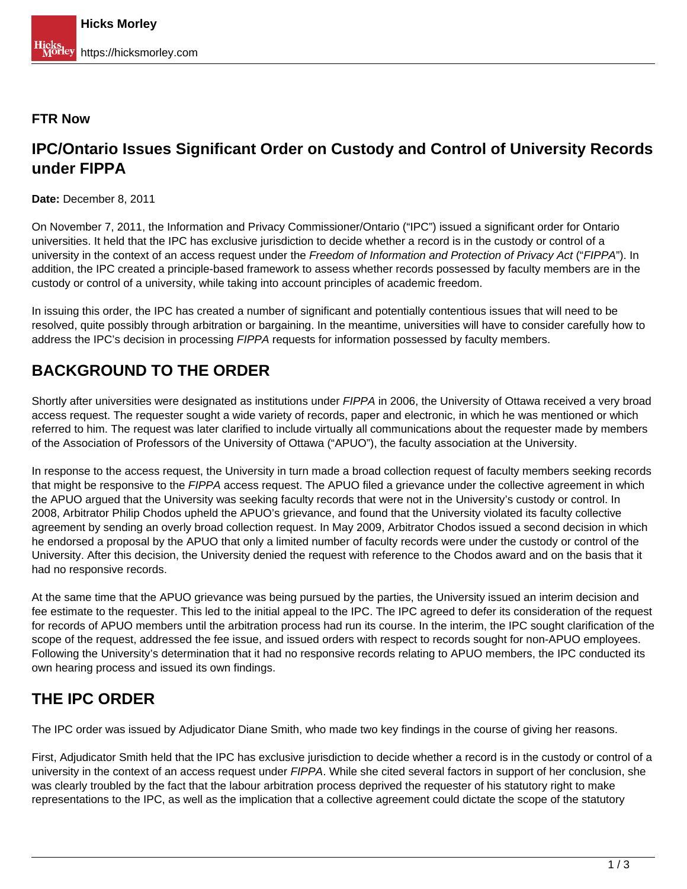**FTR Now**

# IPC/Ontario Issues Significant Order on Custody and Control of University Records under FIPPA

**Date:** December 8, 2011

On November 7, 2011, the Information and Privacy Commissioner/Ontario ("IPC") issued a significant order for Ontario universities. It held that the IPC has exclusive jurisdiction to decide whether a record is in the custody or control of a university in the context of an access request under the *Freedom of Information and Protection of Privacy Act* ("*FIPPA*"). In addition, the IPC created a principle-based framework to assess whether records possessed by faculty members are in the custody or control of a university, while taking into account principles of academic freedom.

In issuing this order, the IPC has created a number of significant and potentially contentious issues that will need to be resolved, quite possibly through arbitration or bargaining. In the meantime, universities will have to consider carefully how to address the IPC's decision in processing *FIPPA* requests for information possessed by faculty members.

## BACKGROUND TO THE ORDER

Shortly after universities were designated as institutions under *FIPPA* in 2006, the University of Ottawa received a very broad access request. The requester sought a wide variety of records, paper and electronic, in which he was mentioned or which referred to him. The request was later clarified to include virtually all communications about the requester made by members of the Association of Professors of the University of Ottawa ("APUO"), the faculty association at the University.

In response to the access request, the University in turn made a broad collection request of faculty members seeking records that might be responsive to the *FIPPA* access request. The APUO filed a grievance under the collective agreement in which the APUO argued that the University was seeking faculty records that were not in the University's custody or control. In 2008, Arbitrator Philip Chodos upheld the APUO's grievance, and found that the University violated its faculty collective agreement by sending an overly broad collection request. In May 2009, Arbitrator Chodos issued a second decision in which he endorsed a proposal by the APUO that only a limited number of faculty records were under the custody or control of the University. After this decision, the University denied the request with reference to the Chodos award and on the basis that it had no responsive records.

At the same time that the APUO grievance was being pursued by the parties, the University issued an interim decision and fee estimate to the requester. This led to the initial appeal to the IPC. The IPC agreed to defer its consideration of the request for records of APUO members until the arbitration process had run its course. In the interim, the IPC sought clarification of the scope of the request, addressed the fee issue, and issued orders with respect to records sought for non-APUO employees. Following the University's determination that it had no responsive records relating to APUO members, the IPC conducted its own hearing process and issued its own findings.

## THE IPC ORDER

The IPC order was issued by Adjudicator Diane Smith, who made two key findings in the course of giving her reasons.

First, Adjudicator Smith held that the IPC has exclusive jurisdiction to decide whether a record is in the custody or control of a university in the context of an access request under *FIPPA*. While she cited several factors in support of her conclusion, she was clearly troubled by the fact that the labour arbitration process deprived the requester of his statutory right to make representations to the IPC, as well as the implication that a collective agreement could dictate the scope of the statutory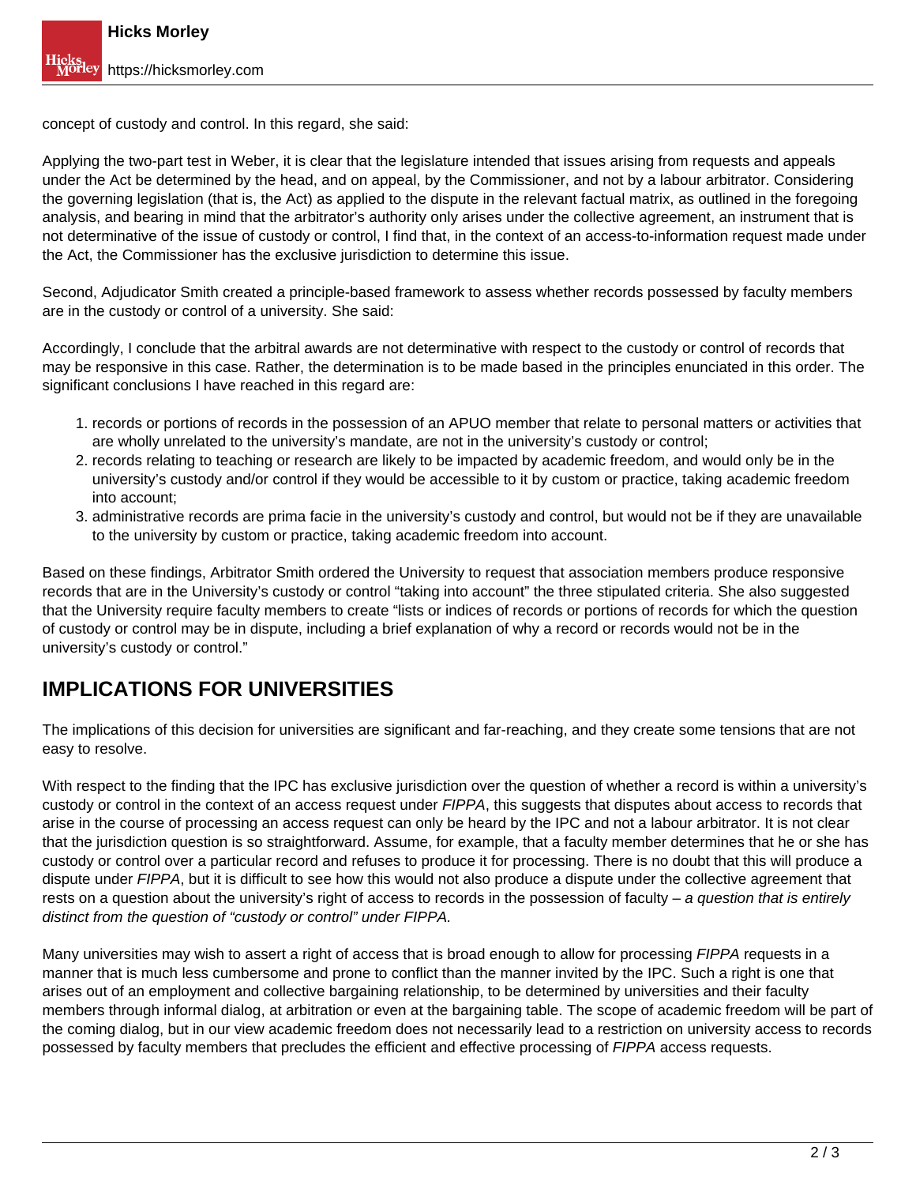concept of custody and control. In this regard, she said:

Applying the two-part test in Weber, it is clear that the legislature intended that issues arising from requests and appeals under the Act be determined by the head, and on appeal, by the Commissioner, and not by a labour arbitrator. Considering the governing legislation (that is, the Act) as applied to the dispute in the relevant factual matrix, as outlined in the foregoing analysis, and bearing in mind that the arbitrator's authority only arises under the collective agreement, an instrument that is not determinative of the issue of custody or control, I find that, in the context of an access-to-information request made under the Act, the Commissioner has the exclusive jurisdiction to determine this issue.

Second, Adjudicator Smith created a principle-based framework to assess whether records possessed by faculty members are in the custody or control of a university. She said:

Accordingly, I conclude that the arbitral awards are not determinative with respect to the custody or control of records that may be responsive in this case. Rather, the determination is to be made based in the principles enunciated in this order. The significant conclusions I have reached in this regard are:

1. records or portions of records in the possession of an APUO member that relate to personal matters or activities that are wholly unrelated to the university's mandate, are not in the university's custody or control;
2. records relating to teaching or research are likely to be impacted by academic freedom, and would only be in the university's custody and/or control if they would be accessible to it by custom or practice, taking academic freedom into account;
3. administrative records are prima facie in the university's custody and control, but would not be if they are unavailable to the university by custom or practice, taking academic freedom into account.

Based on these findings, Arbitrator Smith ordered the University to request that association members produce responsive records that are in the University's custody or control "taking into account" the three stipulated criteria. She also suggested that the University require faculty members to create "lists or indices of records or portions of records for which the question of custody or control may be in dispute, including a brief explanation of why a record or records would not be in the university's custody or control."

## IMPLICATIONS FOR UNIVERSITIES

The implications of this decision for universities are significant and far-reaching, and they create some tensions that are not easy to resolve.

With respect to the finding that the IPC has exclusive jurisdiction over the question of whether a record is within a university's custody or control in the context of an access request under *FIPPA*, this suggests that disputes about access to records that arise in the course of processing an access request can only be heard by the IPC and not a labour arbitrator. It is not clear that the jurisdiction question is so straightforward. Assume, for example, that a faculty member determines that he or she has custody or control over a particular record and refuses to produce it for processing. There is no doubt that this will produce a dispute under *FIPPA*, but it is difficult to see how this would not also produce a dispute under the collective agreement that rests on a question about the university's right of access to records in the possession of faculty – *a question that is entirely distinct from the question of "custody or control" under FIPPA.*

Many universities may wish to assert a right of access that is broad enough to allow for processing *FIPPA* requests in a manner that is much less cumbersome and prone to conflict than the manner invited by the IPC. Such a right is one that arises out of an employment and collective bargaining relationship, to be determined by universities and their faculty members through informal dialog, at arbitration or even at the bargaining table. The scope of academic freedom will be part of the coming dialog, but in our view academic freedom does not necessarily lead to a restriction on university access to records possessed by faculty members that precludes the efficient and effective processing of *FIPPA* access requests.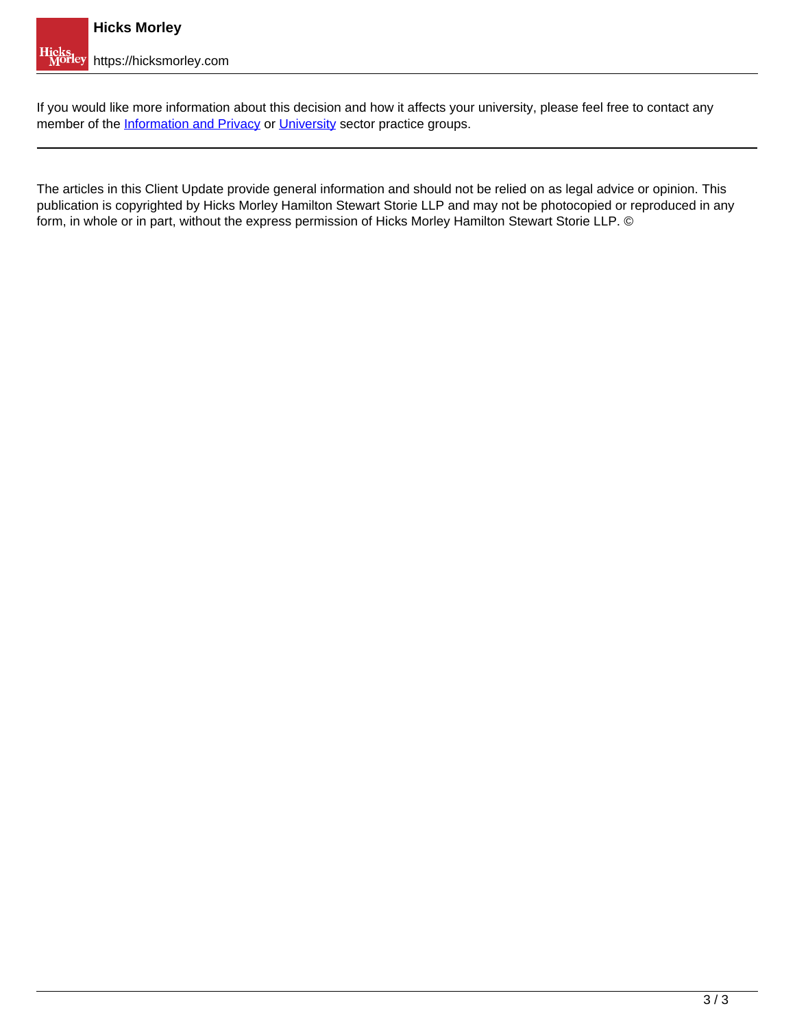If you would like more information about this decision and how it affects your university, please feel free to contact any member of the Information and Privacy or University sector practice groups.

---

The articles in this Client Update provide general information and should not be relied on as legal advice or opinion. This publication is copyrighted by Hicks Morley Hamilton Stewart Storie LLP and may not be photocopied or reproduced in any form, in whole or in part, without the express permission of Hicks Morley Hamilton Stewart Storie LLP. ©